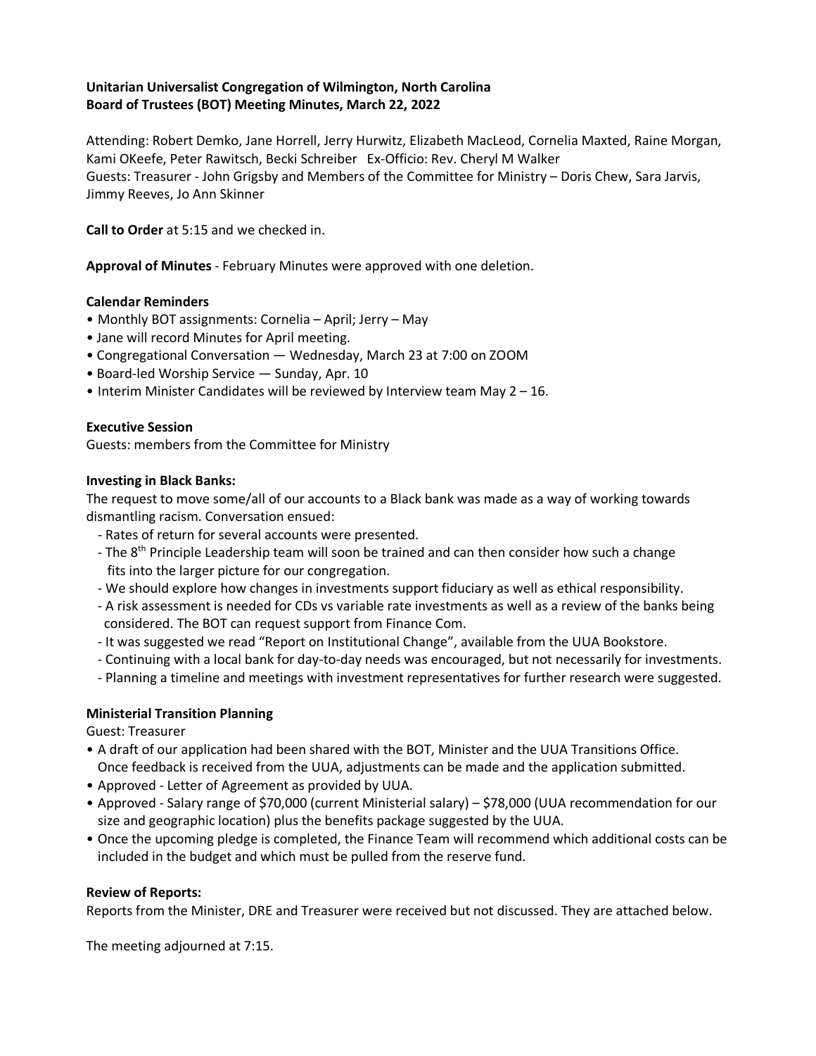**Unitarian Universalist Congregation of Wilmington, North Carolina**
**Board of Trustees (BOT) Meeting Minutes, March 22, 2022**

Attending: Robert Demko, Jane Horrell, Jerry Hurwitz, Elizabeth MacLeod, Cornelia Maxted, Raine Morgan, Kami OKeefe, Peter Rawitsch, Becki Schreiber Ex-Officio: Rev. Cheryl M Walker
Guests: Treasurer - John Grigsby and Members of the Committee for Ministry – Doris Chew, Sara Jarvis, Jimmy Reeves, Jo Ann Skinner

**Call to Order** at 5:15 and we checked in.

**Approval of Minutes** - February Minutes were approved with one deletion.

**Calendar Reminders**

- Monthly BOT assignments: Cornelia – April; Jerry – May
- Jane will record Minutes for April meeting.
- Congregational Conversation — Wednesday, March 23 at 7:00 on ZOOM
- Board-led Worship Service — Sunday, Apr. 10
- Interim Minister Candidates will be reviewed by Interview team May 2 – 16.

**Executive Session**

Guests: members from the Committee for Ministry

**Investing in Black Banks:**

The request to move some/all of our accounts to a Black bank was made as a way of working towards dismantling racism. Conversation ensued:

- Rates of return for several accounts were presented.
- The 8th Principle Leadership team will soon be trained and can then consider how such a change fits into the larger picture for our congregation.
- We should explore how changes in investments support fiduciary as well as ethical responsibility.
- A risk assessment is needed for CDs vs variable rate investments as well as a review of the banks being considered. The BOT can request support from Finance Com.
- It was suggested we read "Report on Institutional Change", available from the UUA Bookstore.
- Continuing with a local bank for day-to-day needs was encouraged, but not necessarily for investments.
- Planning a timeline and meetings with investment representatives for further research were suggested.

**Ministerial Transition Planning**

Guest: Treasurer

- A draft of our application had been shared with the BOT, Minister and the UUA Transitions Office. Once feedback is received from the UUA, adjustments can be made and the application submitted.
- Approved - Letter of Agreement as provided by UUA.
- Approved - Salary range of $70,000 (current Ministerial salary) – $78,000 (UUA recommendation for our size and geographic location) plus the benefits package suggested by the UUA.
- Once the upcoming pledge is completed, the Finance Team will recommend which additional costs can be included in the budget and which must be pulled from the reserve fund.

**Review of Reports:**

Reports from the Minister, DRE and Treasurer were received but not discussed. They are attached below.

The meeting adjourned at 7:15.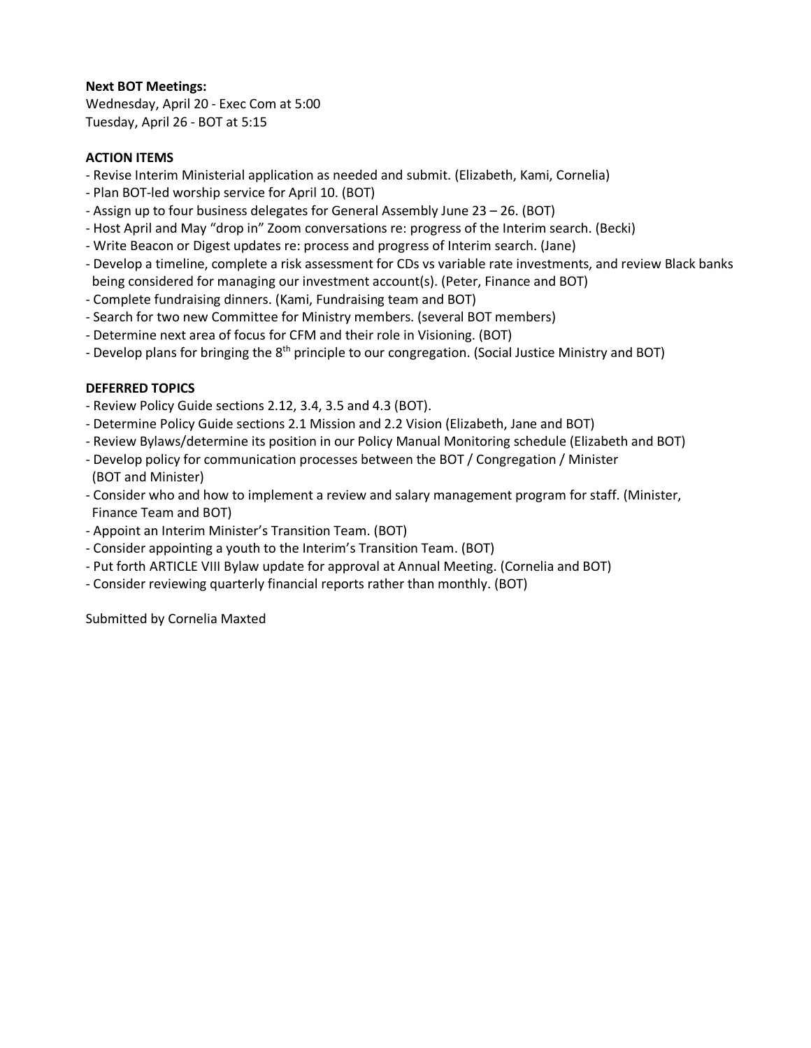**Next BOT Meetings:**
Wednesday, April 20 - Exec Com at 5:00
Tuesday, April 26 - BOT at 5:15

**ACTION ITEMS**

- Revise Interim Ministerial application as needed and submit. (Elizabeth, Kami, Cornelia)
- Plan BOT-led worship service for April 10. (BOT)
- Assign up to four business delegates for General Assembly June 23 – 26. (BOT)
- Host April and May "drop in" Zoom conversations re: progress of the Interim search. (Becki)
- Write Beacon or Digest updates re: process and progress of Interim search. (Jane)
- Develop a timeline, complete a risk assessment for CDs vs variable rate investments, and review Black banks being considered for managing our investment account(s). (Peter, Finance and BOT)
- Complete fundraising dinners. (Kami, Fundraising team and BOT)
- Search for two new Committee for Ministry members. (several BOT members)
- Determine next area of focus for CFM and their role in Visioning. (BOT)
- Develop plans for bringing the 8th principle to our congregation. (Social Justice Ministry and BOT)

**DEFERRED TOPICS**

- Review Policy Guide sections 2.12, 3.4, 3.5 and 4.3 (BOT).
- Determine Policy Guide sections 2.1 Mission and 2.2 Vision (Elizabeth, Jane and BOT)
- Review Bylaws/determine its position in our Policy Manual Monitoring schedule (Elizabeth and BOT)
- Develop policy for communication processes between the BOT / Congregation / Minister (BOT and Minister)
- Consider who and how to implement a review and salary management program for staff. (Minister, Finance Team and BOT)
- Appoint an Interim Minister's Transition Team. (BOT)
- Consider appointing a youth to the Interim's Transition Team. (BOT)
- Put forth ARTICLE VIII Bylaw update for approval at Annual Meeting. (Cornelia and BOT)
- Consider reviewing quarterly financial reports rather than monthly. (BOT)

Submitted by Cornelia Maxted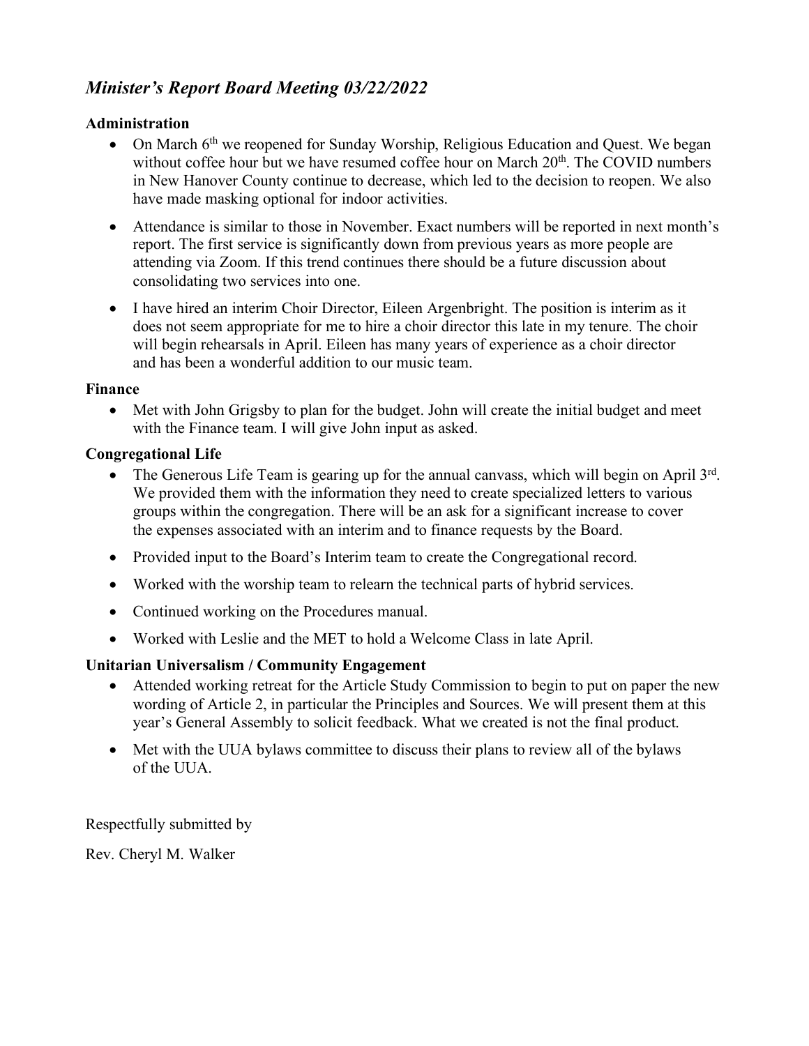## *Minister's Report Board Meeting 03/22/2022*

**Administration**

- On March 6th we reopened for Sunday Worship, Religious Education and Quest. We began without coffee hour but we have resumed coffee hour on March 20th. The COVID numbers in New Hanover County continue to decrease, which led to the decision to reopen. We also have made masking optional for indoor activities.
- Attendance is similar to those in November. Exact numbers will be reported in next month's report. The first service is significantly down from previous years as more people are attending via Zoom. If this trend continues there should be a future discussion about consolidating two services into one.
- I have hired an interim Choir Director, Eileen Argenbright. The position is interim as it does not seem appropriate for me to hire a choir director this late in my tenure. The choir will begin rehearsals in April. Eileen has many years of experience as a choir director and has been a wonderful addition to our music team.

**Finance**

- Met with John Grigsby to plan for the budget. John will create the initial budget and meet with the Finance team. I will give John input as asked.

**Congregational Life**

- The Generous Life Team is gearing up for the annual canvass, which will begin on April 3rd. We provided them with the information they need to create specialized letters to various groups within the congregation. There will be an ask for a significant increase to cover the expenses associated with an interim and to finance requests by the Board.
- Provided input to the Board's Interim team to create the Congregational record.
- Worked with the worship team to relearn the technical parts of hybrid services.
- Continued working on the Procedures manual.
- Worked with Leslie and the MET to hold a Welcome Class in late April.

**Unitarian Universalism / Community Engagement**

- Attended working retreat for the Article Study Commission to begin to put on paper the new wording of Article 2, in particular the Principles and Sources. We will present them at this year's General Assembly to solicit feedback. What we created is not the final product.
- Met with the UUA bylaws committee to discuss their plans to review all of the bylaws of the UUA.

Respectfully submitted by

Rev. Cheryl M. Walker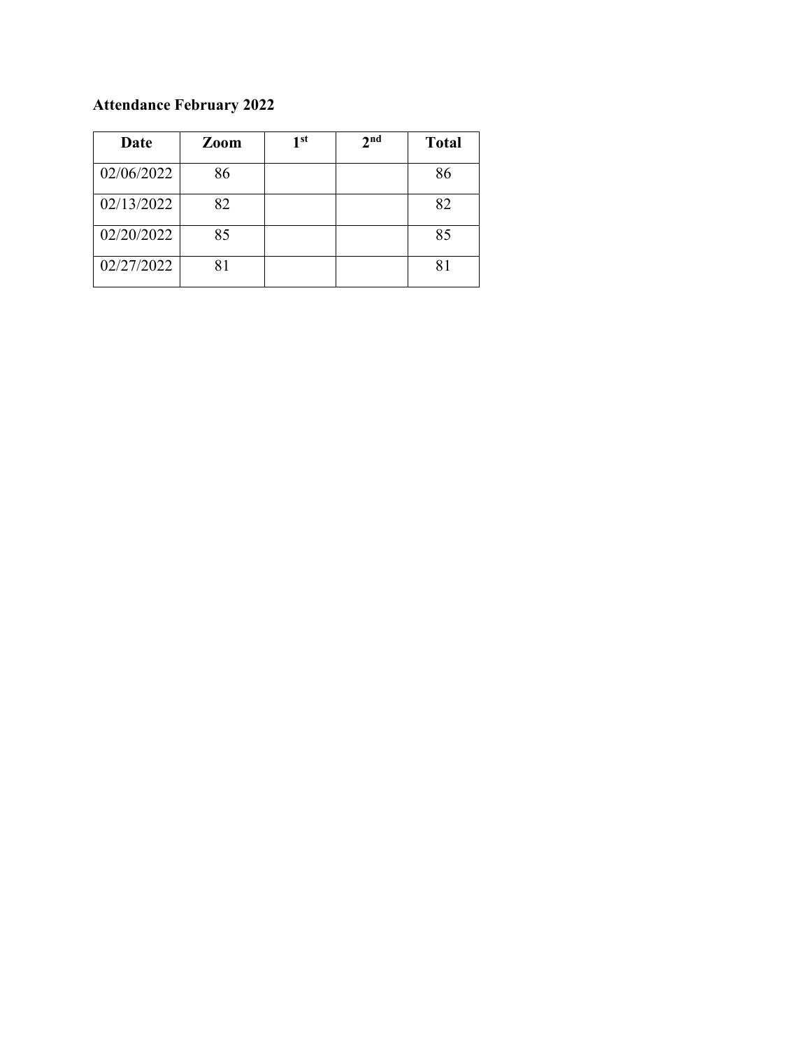**Attendance February 2022**

| Date | Zoom | 1st | 2nd | Total |
|---|---|---|---|---|
| 02/06/2022 | 86 | | | 86 |
| 02/13/2022 | 82 | | | 82 |
| 02/20/2022 | 85 | | | 85 |
| 02/27/2022 | 81 | | | 81 |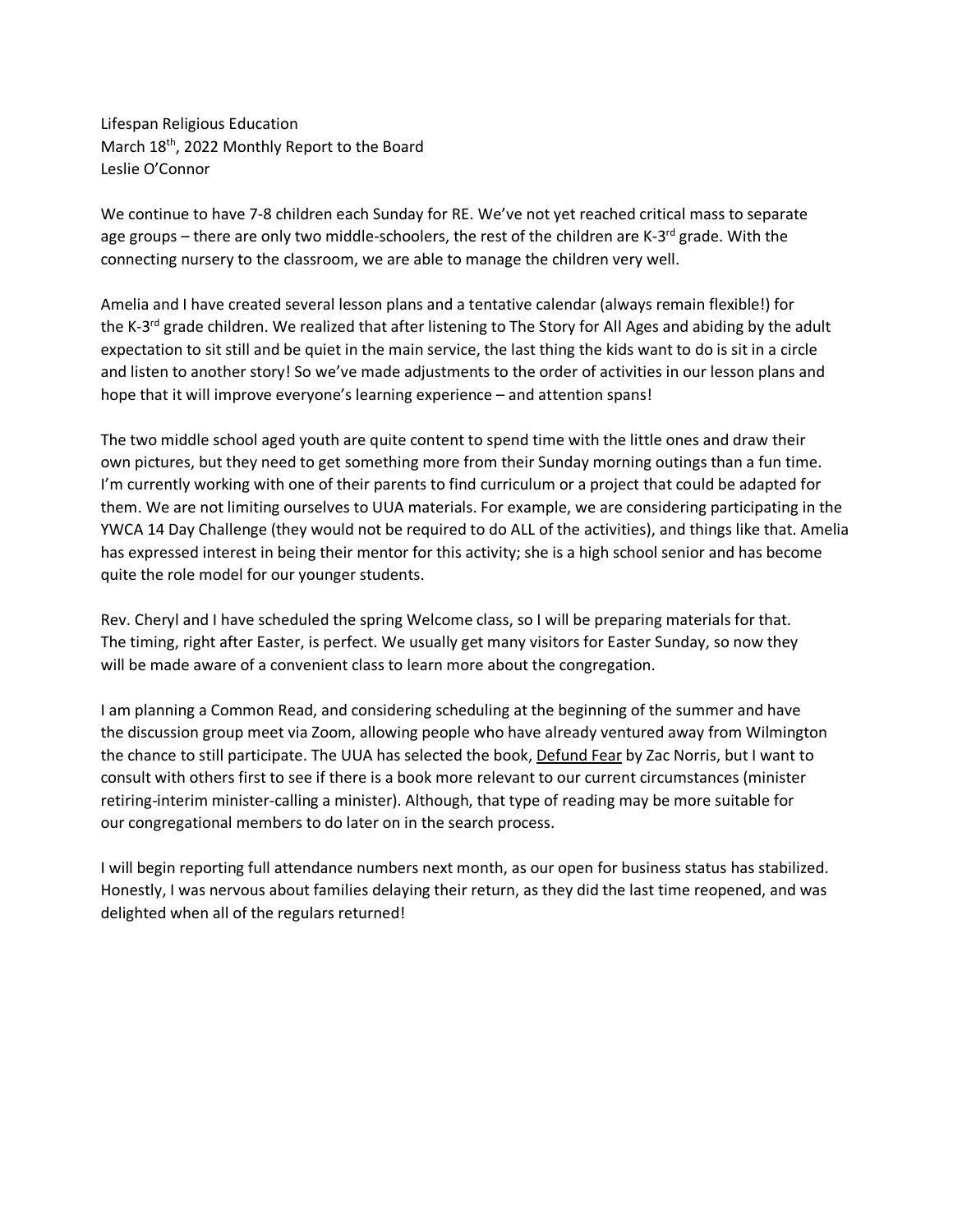Lifespan Religious Education
March 18th, 2022 Monthly Report to the Board
Leslie O'Connor

We continue to have 7-8 children each Sunday for RE. We've not yet reached critical mass to separate age groups – there are only two middle-schoolers, the rest of the children are K-3rd grade. With the connecting nursery to the classroom, we are able to manage the children very well.

Amelia and I have created several lesson plans and a tentative calendar (always remain flexible!) for the K-3rd grade children. We realized that after listening to The Story for All Ages and abiding by the adult expectation to sit still and be quiet in the main service, the last thing the kids want to do is sit in a circle and listen to another story! So we've made adjustments to the order of activities in our lesson plans and hope that it will improve everyone's learning experience – and attention spans!

The two middle school aged youth are quite content to spend time with the little ones and draw their own pictures, but they need to get something more from their Sunday morning outings than a fun time. I'm currently working with one of their parents to find curriculum or a project that could be adapted for them. We are not limiting ourselves to UUA materials. For example, we are considering participating in the YWCA 14 Day Challenge (they would not be required to do ALL of the activities), and things like that. Amelia has expressed interest in being their mentor for this activity; she is a high school senior and has become quite the role model for our younger students.

Rev. Cheryl and I have scheduled the spring Welcome class, so I will be preparing materials for that. The timing, right after Easter, is perfect. We usually get many visitors for Easter Sunday, so now they will be made aware of a convenient class to learn more about the congregation.

I am planning a Common Read, and considering scheduling at the beginning of the summer and have the discussion group meet via Zoom, allowing people who have already ventured away from Wilmington the chance to still participate. The UUA has selected the book, <u>Defund Fear</u> by Zac Norris, but I want to consult with others first to see if there is a book more relevant to our current circumstances (minister retiring-interim minister-calling a minister). Although, that type of reading may be more suitable for our congregational members to do later on in the search process.

I will begin reporting full attendance numbers next month, as our open for business status has stabilized. Honestly, I was nervous about families delaying their return, as they did the last time reopened, and was delighted when all of the regulars returned!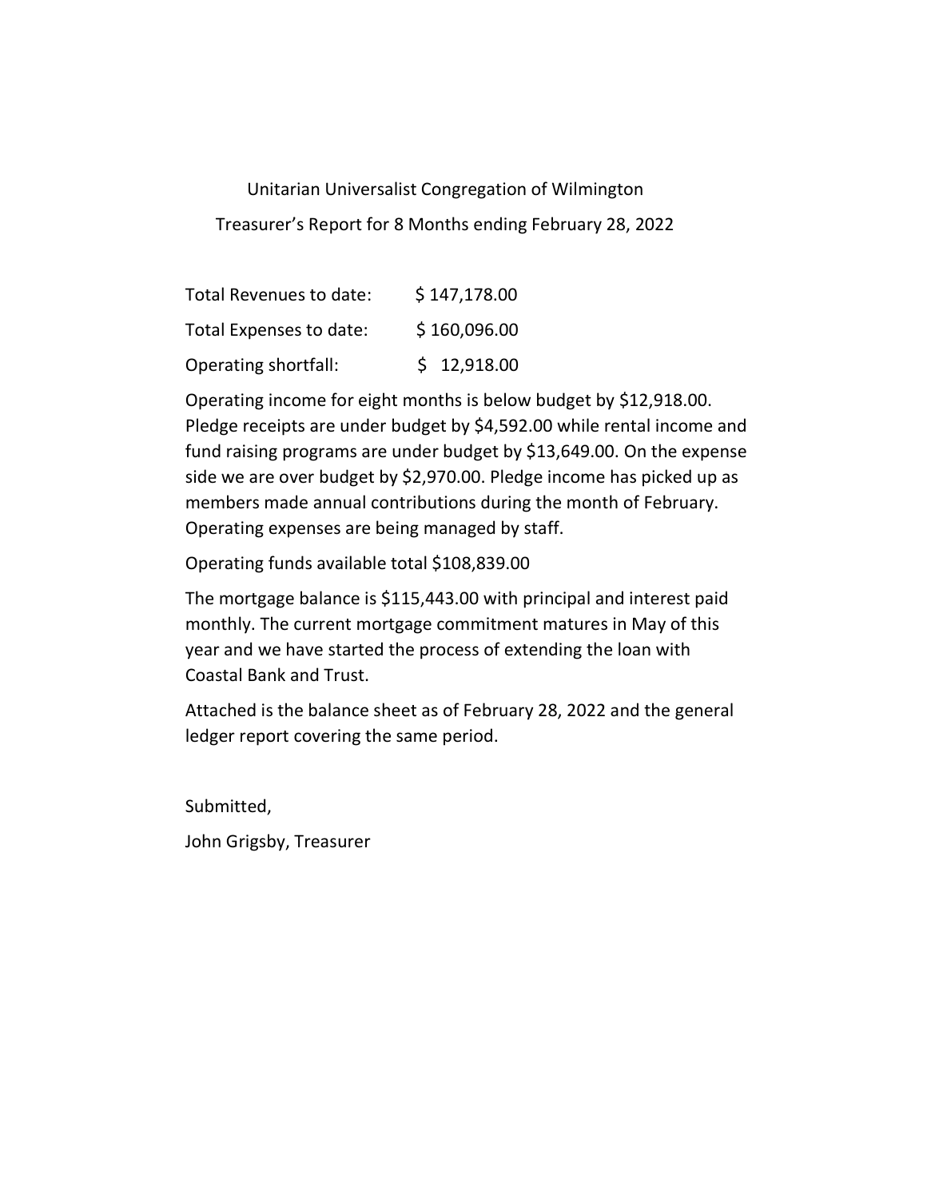# Unitarian Universalist Congregation of Wilmington

## Treasurer's Report for 8 Months ending February 28, 2022

| | |
|---|---|
| Total Revenues to date: | $ 147,178.00 |
| Total Expenses to date: | $ 160,096.00 |
| Operating shortfall: | $ 12,918.00 |

Operating income for eight months is below budget by $12,918.00. Pledge receipts are under budget by $4,592.00 while rental income and fund raising programs are under budget by $13,649.00. On the expense side we are over budget by $2,970.00. Pledge income has picked up as members made annual contributions during the month of February. Operating expenses are being managed by staff.

Operating funds available total $108,839.00

The mortgage balance is $115,443.00 with principal and interest paid monthly. The current mortgage commitment matures in May of this year and we have started the process of extending the loan with Coastal Bank and Trust.

Attached is the balance sheet as of February 28, 2022 and the general ledger report covering the same period.

Submitted,

John Grigsby, Treasurer